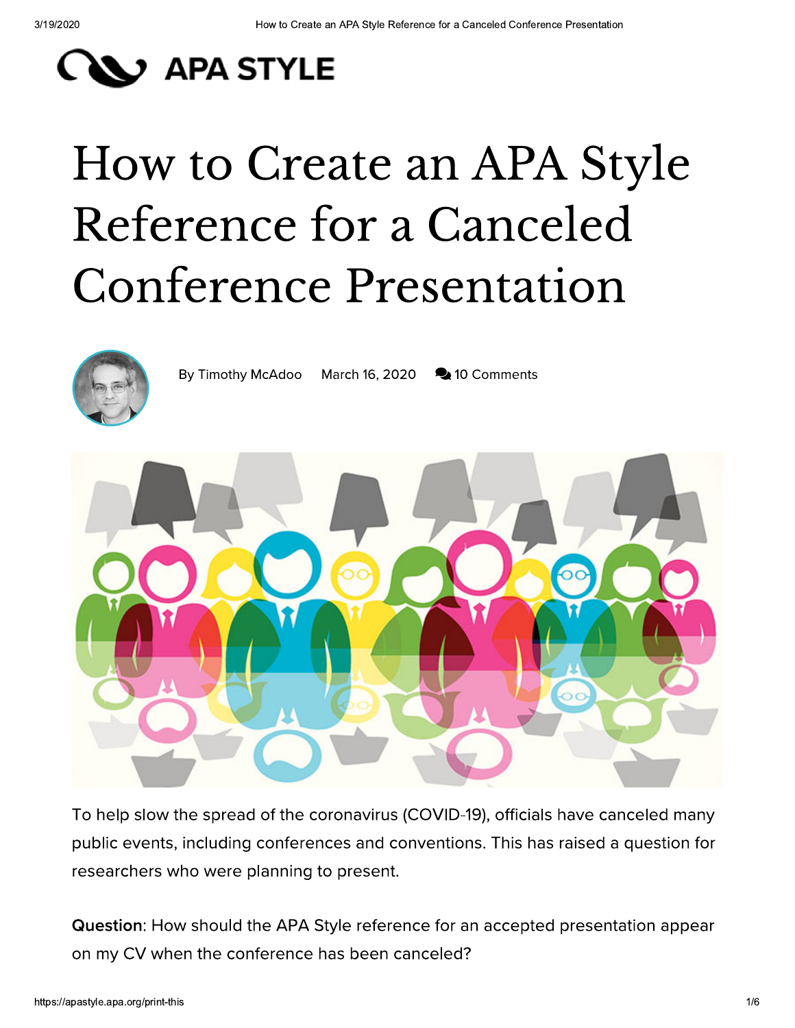APA STYLE

# How to Create an APA Style Reference for a Canceled Conference Presentation

By Timothy McAdoo March 16, 2020 10 Comments

To help slow the spread of the coronavirus (COVID-19), officials have canceled many public events, including conferences and conventions. This has raised a question for researchers who were planning to present.

**Question**: How should the APA Style reference for an accepted presentation appear on my CV when the conference has been canceled?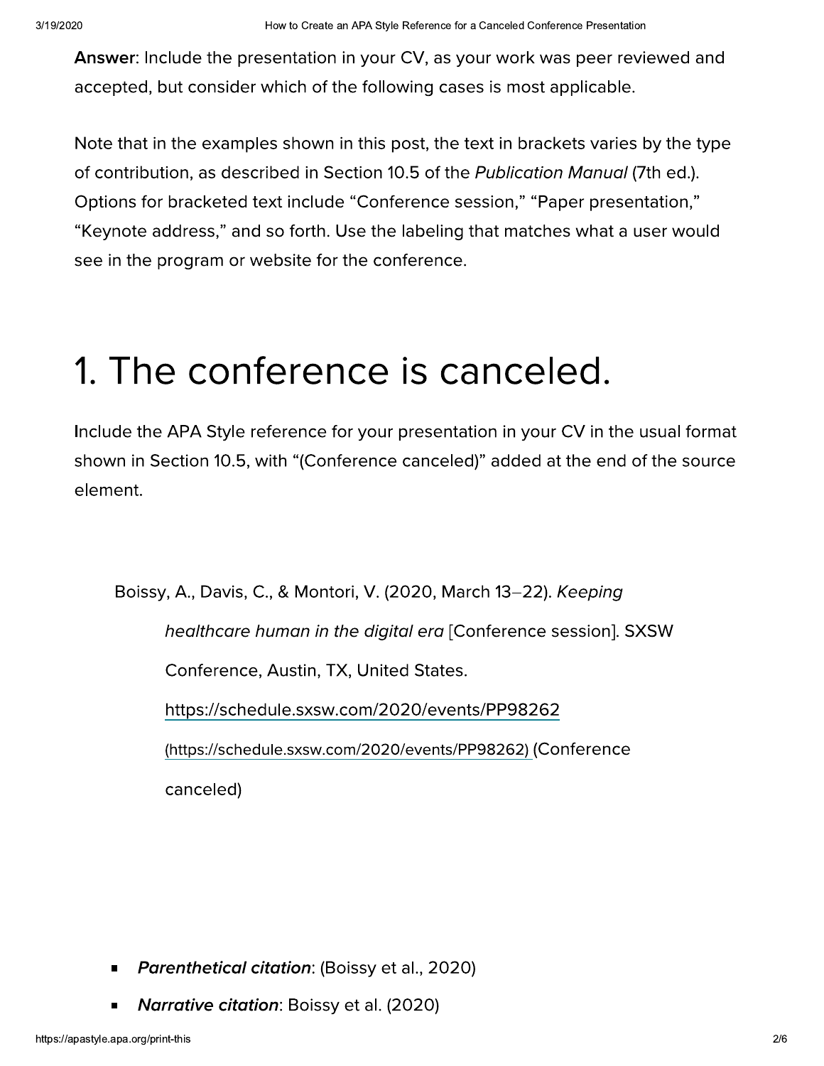**Answer**: Include the presentation in your CV, as your work was peer reviewed and accepted, but consider which of the following cases is most applicable.

Note that in the examples shown in this post, the text in brackets varies by the type of contribution, as described in Section 10.5 of the *Publication Manual* (7th ed.). Options for bracketed text include "Conference session," "Paper presentation," "Keynote address," and so forth. Use the labeling that matches what a user would see in the program or website for the conference.

# 1. The conference is canceled.

Include the APA Style reference for your presentation in your CV in the usual format shown in Section 10.5, with "(Conference canceled)" added at the end of the source element.

> Boissy, A., Davis, C., & Montori, V. (2020, March 13–22). *Keeping healthcare human in the digital era* [Conference session]. SXSW Conference, Austin, TX, United States. https://schedule.sxsw.com/2020/events/PP98262 (https://schedule.sxsw.com/2020/events/PP98262) (Conference canceled)

- ***Parenthetical citation***: (Boissy et al., 2020)
- ***Narrative citation***: Boissy et al. (2020)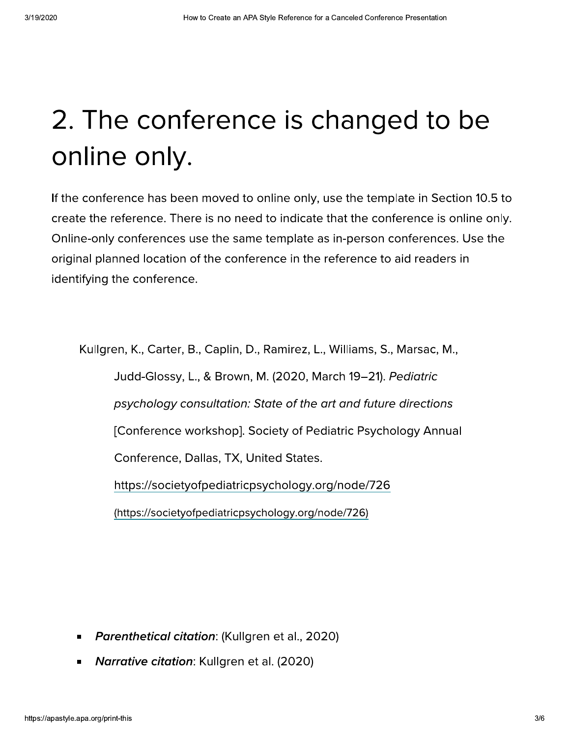## 2. The conference is changed to be online only.

If the conference has been moved to online only, use the template in Section 10.5 to create the reference. There is no need to indicate that the conference is online only. Online-only conferences use the same template as in-person conferences. Use the original planned location of the conference in the reference to aid readers in identifying the conference.

Kullgren, K., Carter, B., Caplin, D., Ramirez, L., Williams, S., Marsac, M., Judd-Glossy, L., & Brown, M. (2020, March 19–21). *Pediatric psychology consultation: State of the art and future directions* [Conference workshop]. Society of Pediatric Psychology Annual Conference, Dallas, TX, United States. https://societyofpediatricpsychology.org/node/726 (https://societyofpediatricpsychology.org/node/726)

- ***Parenthetical citation***: (Kullgren et al., 2020)
- ***Narrative citation***: Kullgren et al. (2020)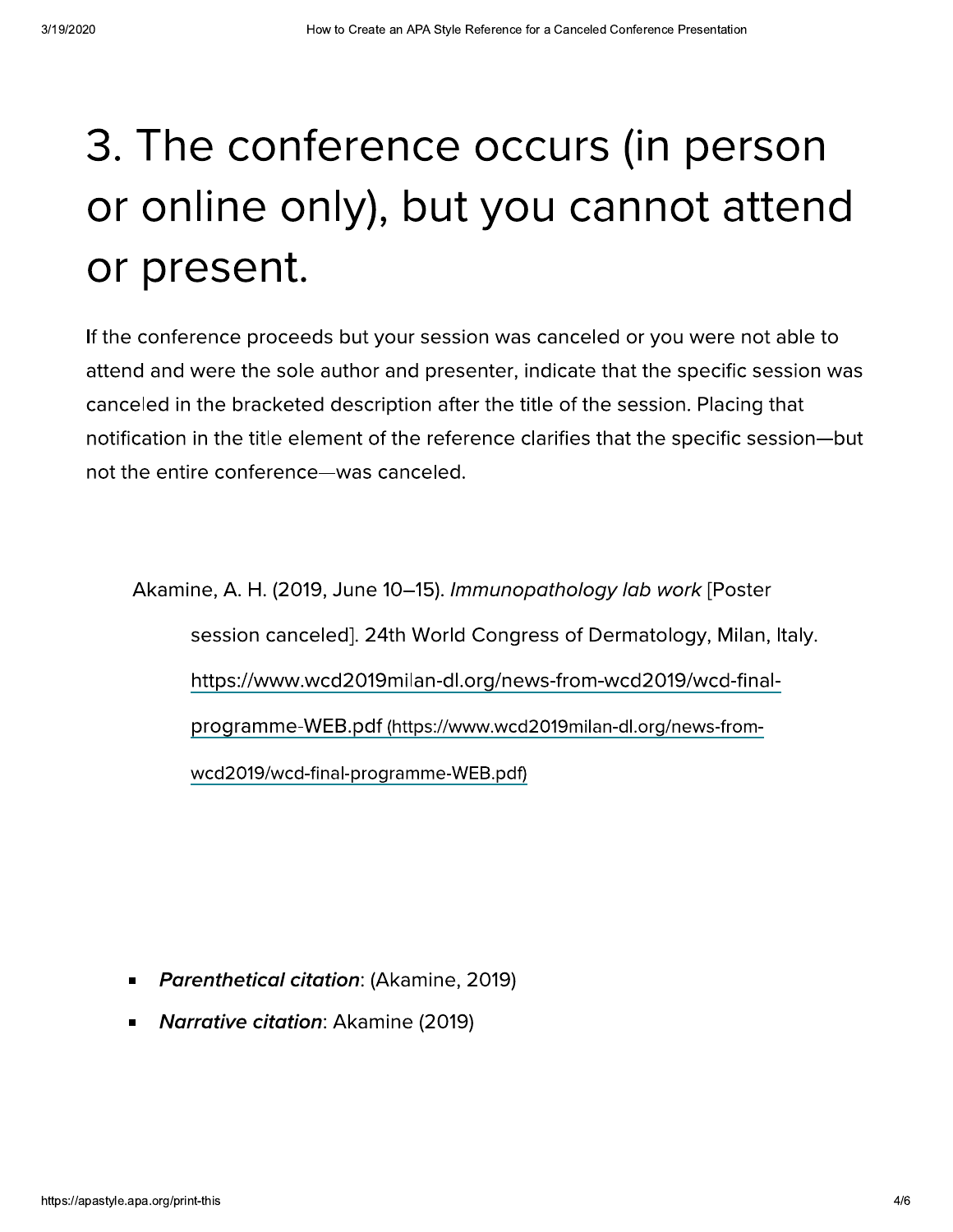# 3. The conference occurs (in person or online only), but you cannot attend or present.

If the conference proceeds but your session was canceled or you were not able to attend and were the sole author and presenter, indicate that the specific session was canceled in the bracketed description after the title of the session. Placing that notification in the title element of the reference clarifies that the specific session—but not the entire conference—was canceled.

> Akamine, A. H. (2019, June 10–15). *Immunopathology lab work* [Poster session canceled]. 24th World Congress of Dermatology, Milan, Italy. https://www.wcd2019milan-dl.org/news-from-wcd2019/wcd-final-programme-WEB.pdf (https://www.wcd2019milan-dl.org/news-from-wcd2019/wcd-final-programme-WEB.pdf)

- ***Parenthetical citation***: (Akamine, 2019)
- ***Narrative citation***: Akamine (2019)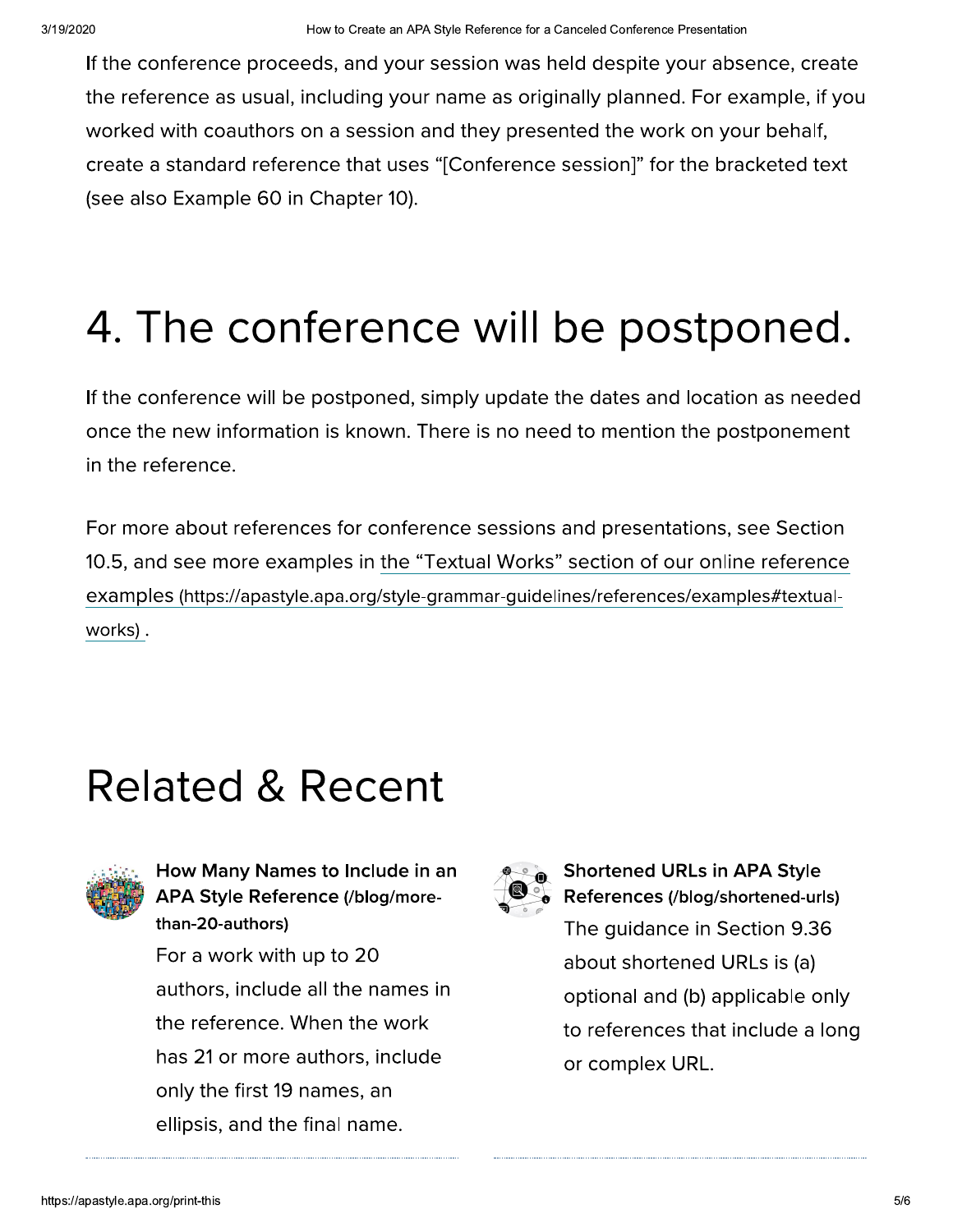If the conference proceeds, and your session was held despite your absence, create the reference as usual, including your name as originally planned. For example, if you worked with coauthors on a session and they presented the work on your behalf, create a standard reference that uses "[Conference session]" for the bracketed text (see also Example 60 in Chapter 10).

# 4. The conference will be postponed.

If the conference will be postponed, simply update the dates and location as needed once the new information is known. There is no need to mention the postponement in the reference.

For more about references for conference sessions and presentations, see Section 10.5, and see more examples in the "Textual Works" section of our online reference examples (https://apastyle.apa.org/style-grammar-guidelines/references/examples#textual-works) .

# Related & Recent

**How Many Names to Include in an APA Style Reference (/blog/more-than-20-authors)**

For a work with up to 20 authors, include all the names in the reference. When the work has 21 or more authors, include only the first 19 names, an ellipsis, and the final name.

**Shortened URLs in APA Style References (/blog/shortened-urls)**

The guidance in Section 9.36 about shortened URLs is (a) optional and (b) applicable only to references that include a long or complex URL.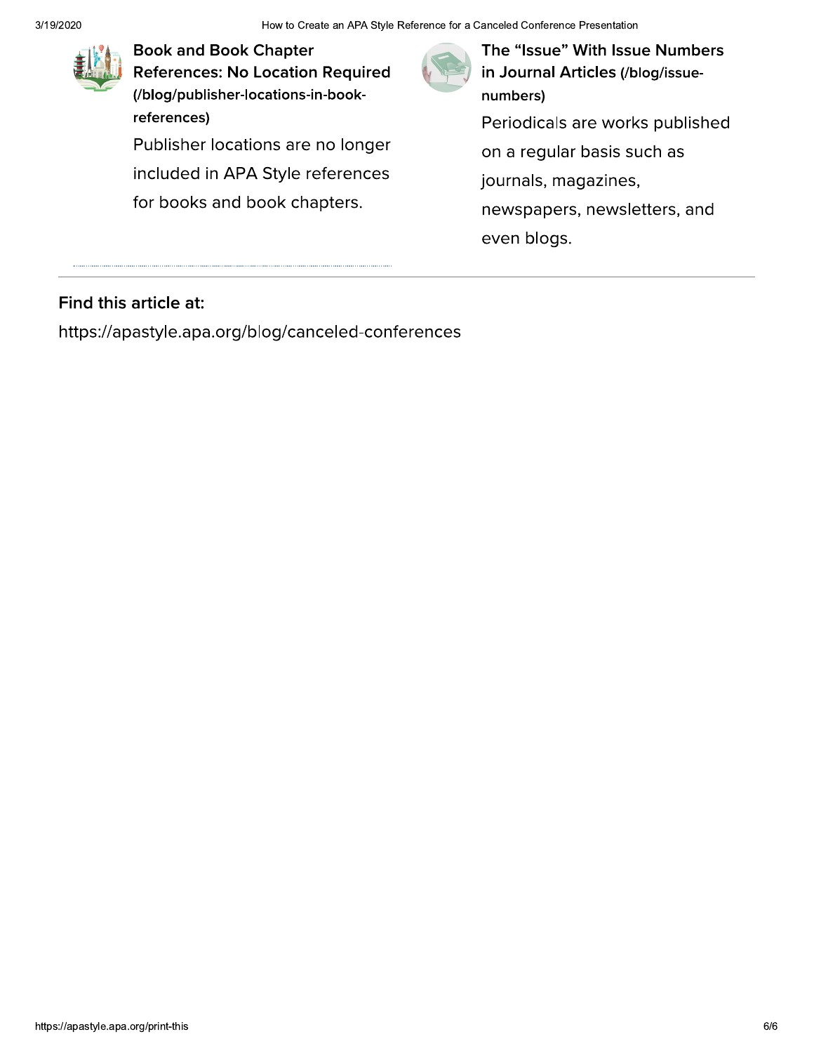**Book and Book Chapter References: No Location Required** (/blog/publisher-locations-in-book-references)

Publisher locations are no longer included in APA Style references for books and book chapters.

**The "Issue" With Issue Numbers in Journal Articles** (/blog/issue-numbers)

Periodicals are works published on a regular basis such as journals, magazines, newspapers, newsletters, and even blogs.

---

**Find this article at:**

https://apastyle.apa.org/blog/canceled-conferences